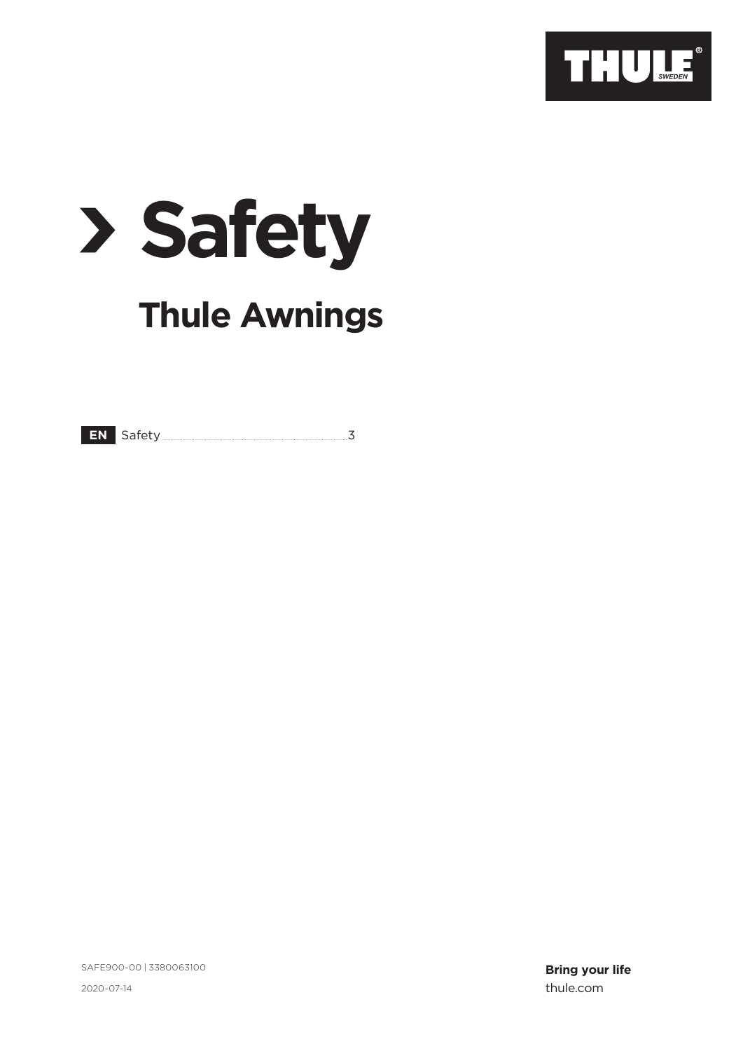# Safety

## Thule Awnings

**EN** Safety ........ 3

SAFE900-00 | 3380063100

2020-07-14

**Bring your life**

thule.com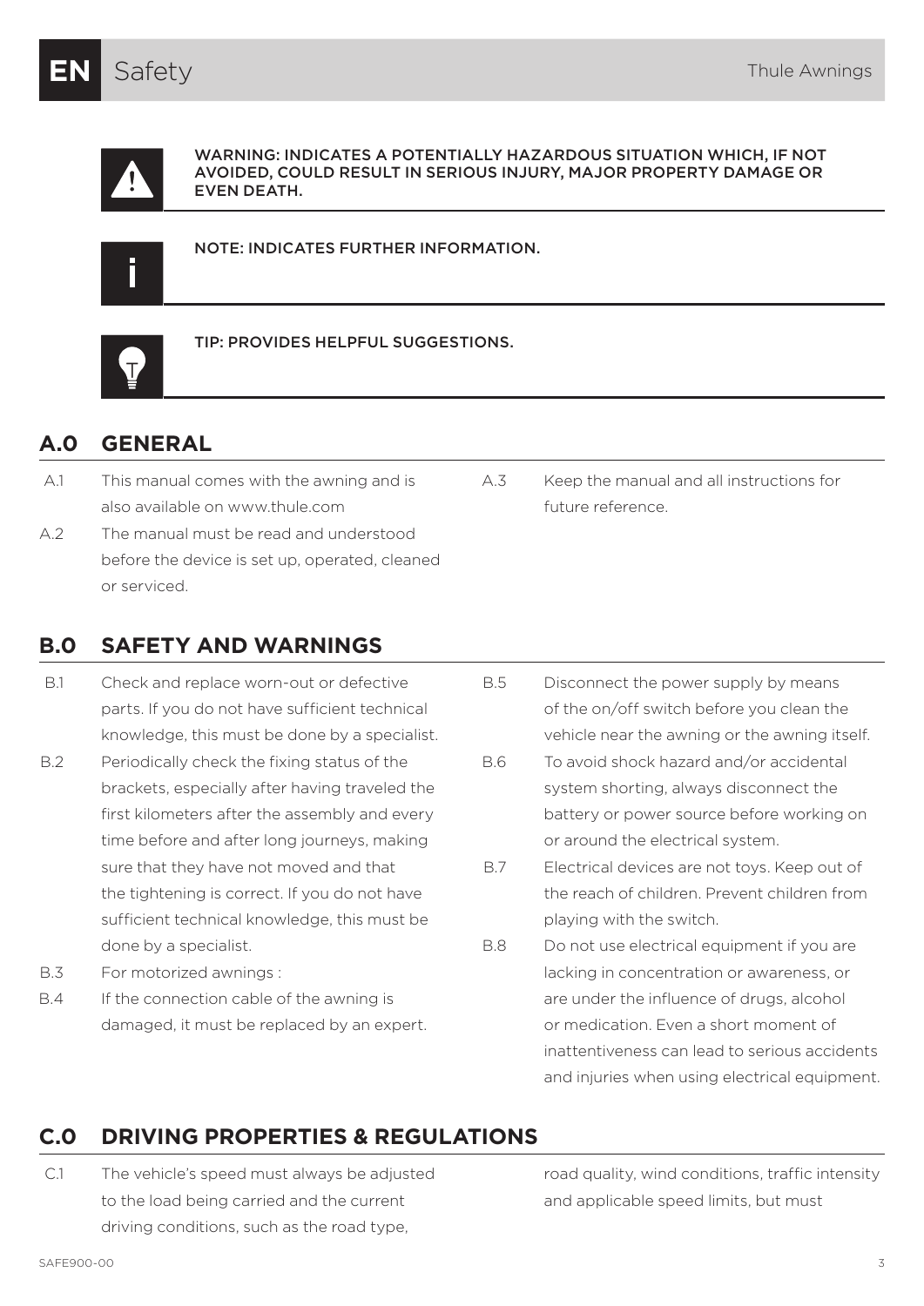# Safety

**WARNING: INDICATES A POTENTIALLY HAZARDOUS SITUATION WHICH, IF NOT AVOIDED, COULD RESULT IN SERIOUS INJURY, MAJOR PROPERTY DAMAGE OR EVEN DEATH.**

**NOTE: INDICATES FURTHER INFORMATION.**

**TIP: PROVIDES HELPFUL SUGGESTIONS.**

## A.0 GENERAL

A.1 This manual comes with the awning and is also available on www.thule.com

A.2 The manual must be read and understood before the device is set up, operated, cleaned or serviced.

A.3 Keep the manual and all instructions for future reference.

## B.0 SAFETY AND WARNINGS

B.1 Check and replace worn-out or defective parts. If you do not have sufficient technical knowledge, this must be done by a specialist.

B.2 Periodically check the fixing status of the brackets, especially after having traveled the first kilometers after the assembly and every time before and after long journeys, making sure that they have not moved and that the tightening is correct. If you do not have sufficient technical knowledge, this must be done by a specialist.

B.3 For motorized awnings :

B.4 If the connection cable of the awning is damaged, it must be replaced by an expert.

B.5 Disconnect the power supply by means of the on/off switch before you clean the vehicle near the awning or the awning itself.

B.6 To avoid shock hazard and/or accidental system shorting, always disconnect the battery or power source before working on or around the electrical system.

B.7 Electrical devices are not toys. Keep out of the reach of children. Prevent children from playing with the switch.

B.8 Do not use electrical equipment if you are lacking in concentration or awareness, or are under the influence of drugs, alcohol or medication. Even a short moment of inattentiveness can lead to serious accidents and injuries when using electrical equipment.

## C.0 DRIVING PROPERTIES & REGULATIONS

C.1 The vehicle's speed must always be adjusted to the load being carried and the current driving conditions, such as the road type, road quality, wind conditions, traffic intensity and applicable speed limits, but must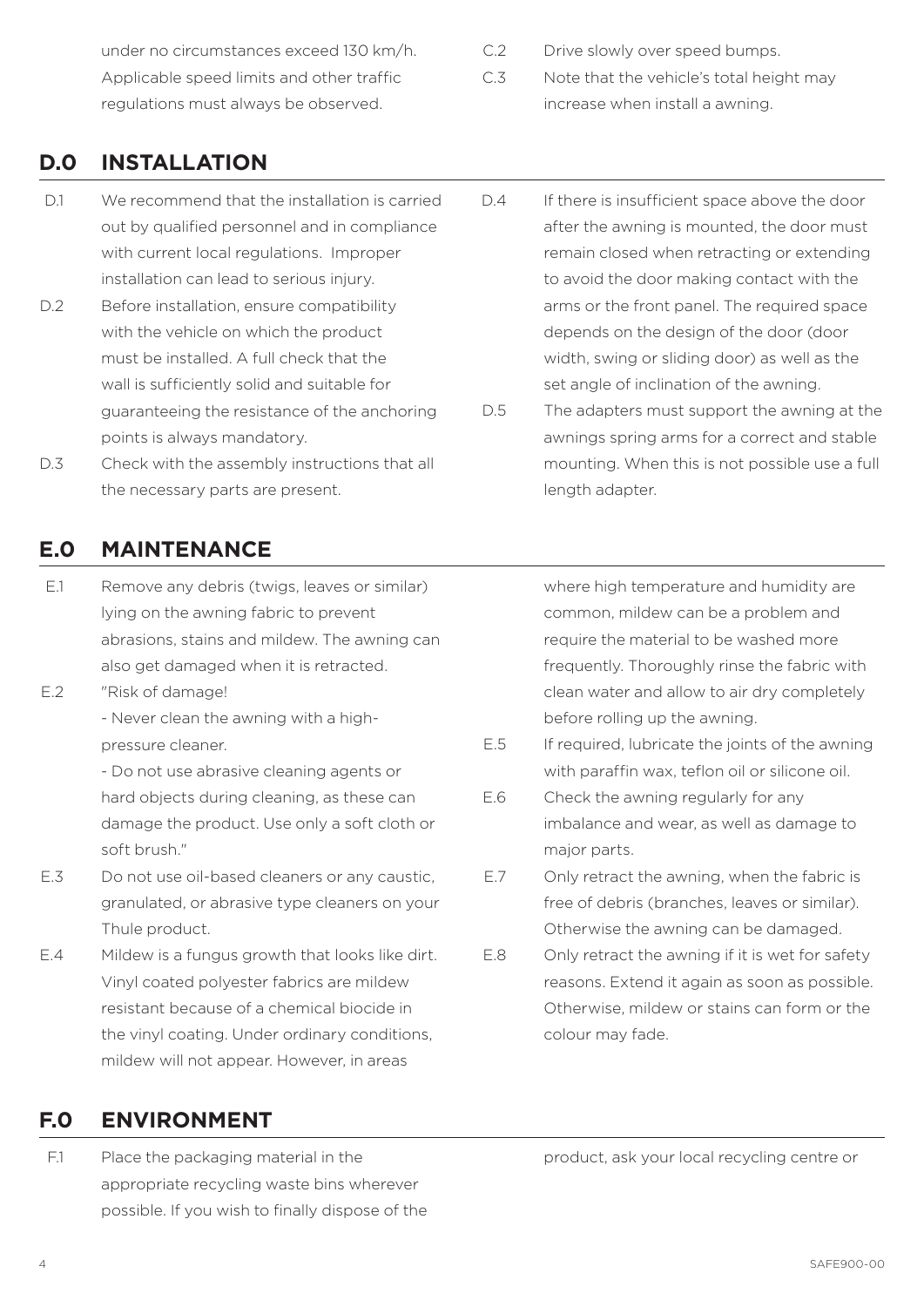under no circumstances exceed 130 km/h. Applicable speed limits and other traffic regulations must always be observed.

C.2 Drive slowly over speed bumps.

C.3 Note that the vehicle's total height may increase when install a awning.

## D.0 INSTALLATION

D.1 We recommend that the installation is carried out by qualified personnel and in compliance with current local regulations. Improper installation can lead to serious injury.

D.2 Before installation, ensure compatibility with the vehicle on which the product must be installed. A full check that the wall is sufficiently solid and suitable for guaranteeing the resistance of the anchoring points is always mandatory.

D.3 Check with the assembly instructions that all the necessary parts are present.

D.4 If there is insufficient space above the door after the awning is mounted, the door must remain closed when retracting or extending to avoid the door making contact with the arms or the front panel. The required space depends on the design of the door (door width, swing or sliding door) as well as the set angle of inclination of the awning.

D.5 The adapters must support the awning at the awnings spring arms for a correct and stable mounting. When this is not possible use a full length adapter.

## E.0 MAINTENANCE

E.1 Remove any debris (twigs, leaves or similar) lying on the awning fabric to prevent abrasions, stains and mildew. The awning can also get damaged when it is retracted.

E.2 "Risk of damage!
- Never clean the awning with a high-pressure cleaner.
- Do not use abrasive cleaning agents or hard objects during cleaning, as these can damage the product. Use only a soft cloth or soft brush."

E.3 Do not use oil-based cleaners or any caustic, granulated, or abrasive type cleaners on your Thule product.

E.4 Mildew is a fungus growth that looks like dirt. Vinyl coated polyester fabrics are mildew resistant because of a chemical biocide in the vinyl coating. Under ordinary conditions, mildew will not appear. However, in areas where high temperature and humidity are common, mildew can be a problem and require the material to be washed more frequently. Thoroughly rinse the fabric with clean water and allow to air dry completely before rolling up the awning.

E.5 If required, lubricate the joints of the awning with paraffin wax, teflon oil or silicone oil.

E.6 Check the awning regularly for any imbalance and wear, as well as damage to major parts.

E.7 Only retract the awning, when the fabric is free of debris (branches, leaves or similar). Otherwise the awning can be damaged.

E.8 Only retract the awning if it is wet for safety reasons. Extend it again as soon as possible. Otherwise, mildew or stains can form or the colour may fade.

## F.0 ENVIRONMENT

F.1 Place the packaging material in the appropriate recycling waste bins wherever possible. If you wish to finally dispose of the product, ask your local recycling centre or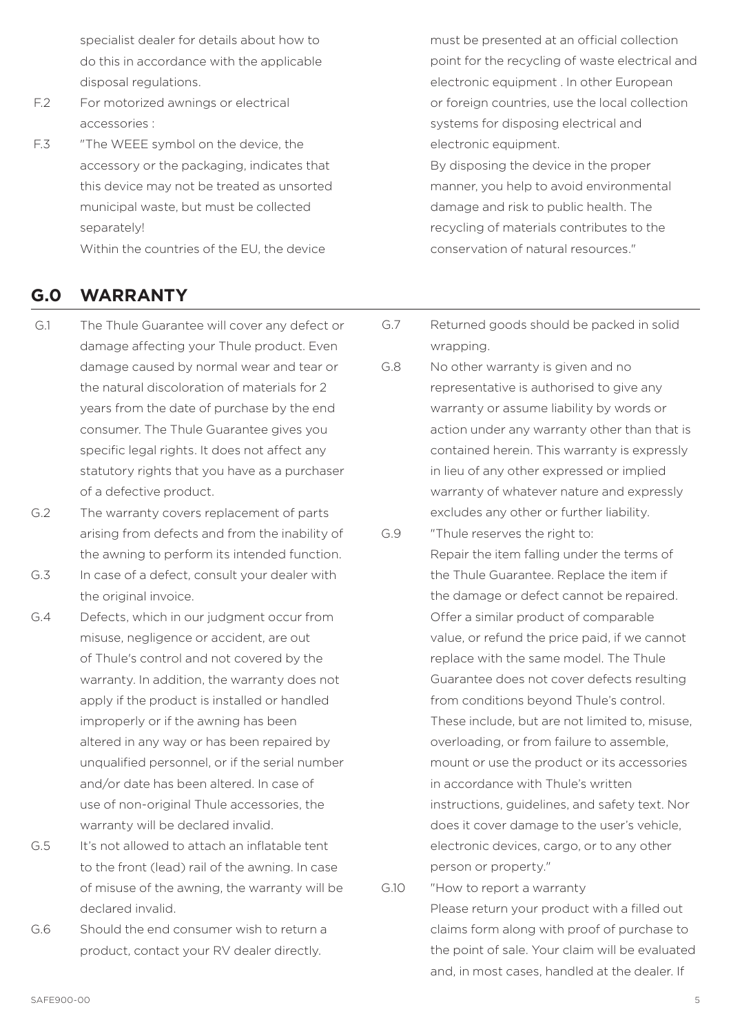specialist dealer for details about how to do this in accordance with the applicable disposal regulations.

F.2 For motorized awnings or electrical accessories :

F.3 "The WEEE symbol on the device, the accessory or the packaging, indicates that this device may not be treated as unsorted municipal waste, but must be collected separately!
Within the countries of the EU, the device must be presented at an official collection point for the recycling of waste electrical and electronic equipment . In other European or foreign countries, use the local collection systems for disposing electrical and electronic equipment.
By disposing the device in the proper manner, you help to avoid environmental damage and risk to public health. The recycling of materials contributes to the conservation of natural resources."

## G.0 WARRANTY

G.1 The Thule Guarantee will cover any defect or damage affecting your Thule product. Even damage caused by normal wear and tear or the natural discoloration of materials for 2 years from the date of purchase by the end consumer. The Thule Guarantee gives you specific legal rights. It does not affect any statutory rights that you have as a purchaser of a defective product.

G.2 The warranty covers replacement of parts arising from defects and from the inability of the awning to perform its intended function.

G.3 In case of a defect, consult your dealer with the original invoice.

G.4 Defects, which in our judgment occur from misuse, negligence or accident, are out of Thule's control and not covered by the warranty. In addition, the warranty does not apply if the product is installed or handled improperly or if the awning has been altered in any way or has been repaired by unqualified personnel, or if the serial number and/or date has been altered. In case of use of non-original Thule accessories, the warranty will be declared invalid.

G.5 It's not allowed to attach an inflatable tent to the front (lead) rail of the awning. In case of misuse of the awning, the warranty will be declared invalid.

G.6 Should the end consumer wish to return a product, contact your RV dealer directly.

G.7 Returned goods should be packed in solid wrapping.

G.8 No other warranty is given and no representative is authorised to give any warranty or assume liability by words or action under any warranty other than that is contained herein. This warranty is expressly in lieu of any other expressed or implied warranty of whatever nature and expressly excludes any other or further liability.

G.9 "Thule reserves the right to:
Repair the item falling under the terms of the Thule Guarantee. Replace the item if the damage or defect cannot be repaired. Offer a similar product of comparable value, or refund the price paid, if we cannot replace with the same model. The Thule Guarantee does not cover defects resulting from conditions beyond Thule's control. These include, but are not limited to, misuse, overloading, or from failure to assemble, mount or use the product or its accessories in accordance with Thule's written instructions, guidelines, and safety text. Nor does it cover damage to the user's vehicle, electronic devices, cargo, or to any other person or property."

G.10 "How to report a warranty
Please return your product with a filled out claims form along with proof of purchase to the point of sale. Your claim will be evaluated and, in most cases, handled at the dealer. If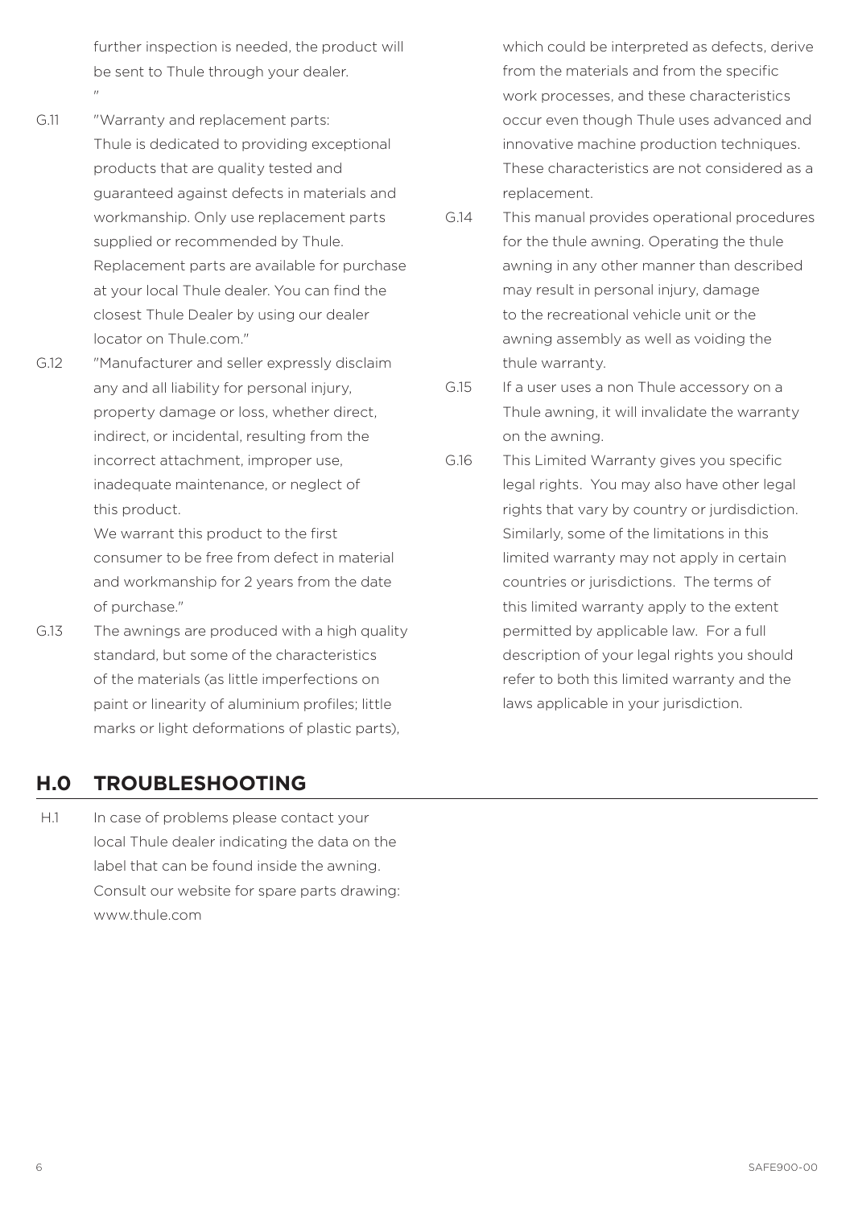further inspection is needed, the product will be sent to Thule through your dealer.
"

G.11 "Warranty and replacement parts: Thule is dedicated to providing exceptional products that are quality tested and guaranteed against defects in materials and workmanship. Only use replacement parts supplied or recommended by Thule. Replacement parts are available for purchase at your local Thule dealer. You can find the closest Thule Dealer by using our dealer locator on Thule.com."

G.12 "Manufacturer and seller expressly disclaim any and all liability for personal injury, property damage or loss, whether direct, indirect, or incidental, resulting from the incorrect attachment, improper use, inadequate maintenance, or neglect of this product.
We warrant this product to the first consumer to be free from defect in material and workmanship for 2 years from the date of purchase."

G.13 The awnings are produced with a high quality standard, but some of the characteristics of the materials (as little imperfections on paint or linearity of aluminium profiles; little marks or light deformations of plastic parts), which could be interpreted as defects, derive from the materials and from the specific work processes, and these characteristics occur even though Thule uses advanced and innovative machine production techniques. These characteristics are not considered as a replacement.

G.14 This manual provides operational procedures for the thule awning. Operating the thule awning in any other manner than described may result in personal injury, damage to the recreational vehicle unit or the awning assembly as well as voiding the thule warranty.

G.15 If a user uses a non Thule accessory on a Thule awning, it will invalidate the warranty on the awning.

G.16 This Limited Warranty gives you specific legal rights. You may also have other legal rights that vary by country or jurdisdiction. Similarly, some of the limitations in this limited warranty may not apply in certain countries or jurisdictions. The terms of this limited warranty apply to the extent permitted by applicable law. For a full description of your legal rights you should refer to both this limited warranty and the laws applicable in your jurisdiction.

## H.0 TROUBLESHOOTING

H.1 In case of problems please contact your local Thule dealer indicating the data on the label that can be found inside the awning. Consult our website for spare parts drawing: www.thule.com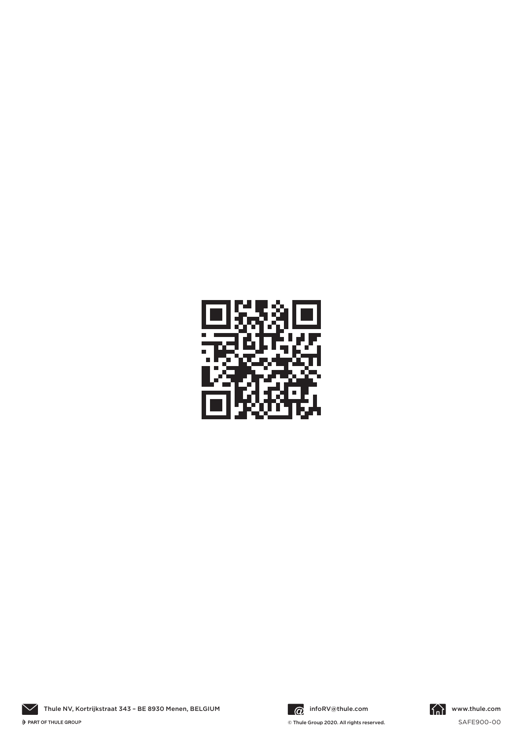Thule NV, Kortrijkstraat 343 – BE 8930 Menen, BELGIUM

PART OF THULE GROUP

infoRV@thule.com

© Thule Group 2020. All rights reserved.

www.thule.com

SAFE900-00